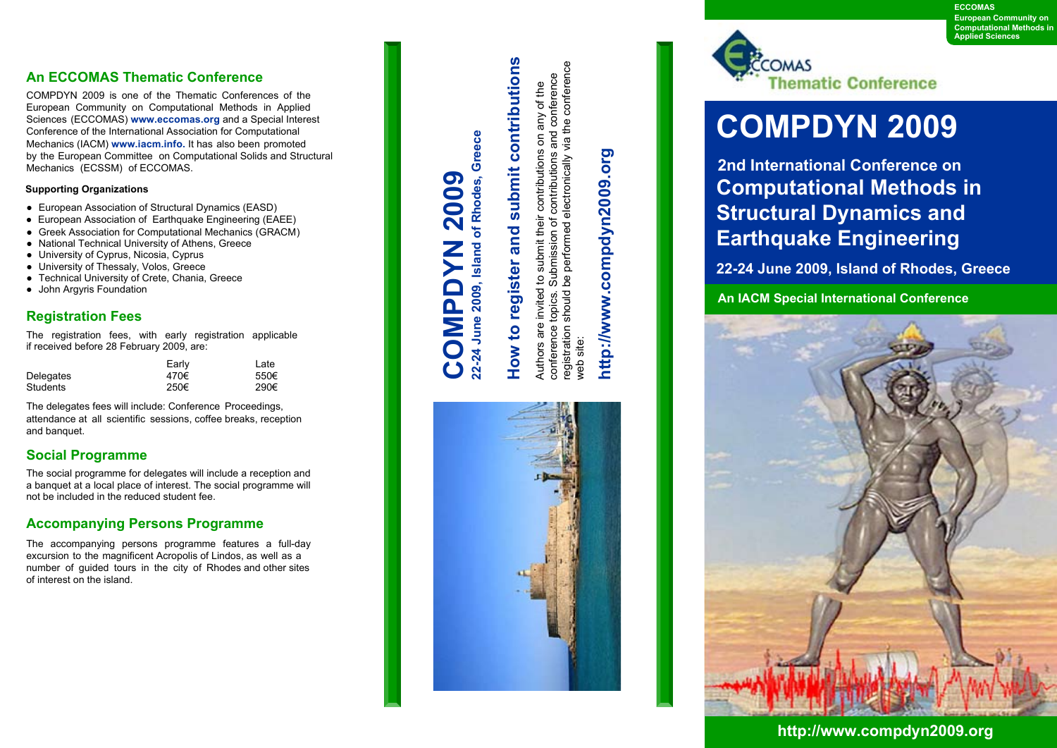## An ECCOMAS Thematic Conference

COMPDYN 2009 is one of the Thematic Conferences of the European Community on Computational Methods in Applied Sciences (ECCOMAS) **www.eccomas.org** and a Special Interest Conference of the International Association for Computational Mechanics (IACM) **www.iacm.info.** It has also been promoted by the European Committee on Computational Solids and Structural Mechanics (ECSSM) of ECCOMAS.

**Supporting Organizations**

- European Association of Structural Dynamics (EASD)
- European Association of Earthquake Engineering (EAEE)
- Greek Association for Computational Mechanics (GRACM)
- National Technical University of Athens, Greece
- University of Cyprus, Nicosia, Cyprus
- University of Thessaly, Volos, Greece
- Technical University of Crete, Chania, Greece
- John Argyris Foundation

## Registration Fees

The registration fees, with early registration applicable if received before 28 February 2009, are:

| | Early | Late |
|---|---|---|
| Delegates | 470€ | 550€ |
| Students | 250€ | 290€ |

The delegates fees will include: Conference Proceedings, attendance at all scientific sessions, coffee breaks, reception and banquet.

## Social Programme

The social programme for delegates will include a reception and a banquet at a local place of interest. The social programme will not be included in the reduced student fee.

## Accompanying Persons Programme

The accompanying persons programme features a full-day excursion to the magnificent Acropolis of Lindos, as well as a number of guided tours in the city of Rhodes and other sites of interest on the island.

# COMPDYN 2009

**22-24 June 2009, Island of Rhodes, Greece**

## How to register and submit contributions

Authors are invited to submit their contributions on any of the conference topics. Submission of contributions and conference registration should be performed electronically via the conference web site:

**http://www.compdyn2009.org**

**ECCOMAS**
**European Community on Computational Methods in Applied Sciences**

ECCOMAS Thematic Conference

# COMPDYN 2009

## 2nd International Conference on Computational Methods in Structural Dynamics and Earthquake Engineering

**22-24 June 2009, Island of Rhodes, Greece**

**An IACM Special International Conference**

**http://www.compdyn2009.org**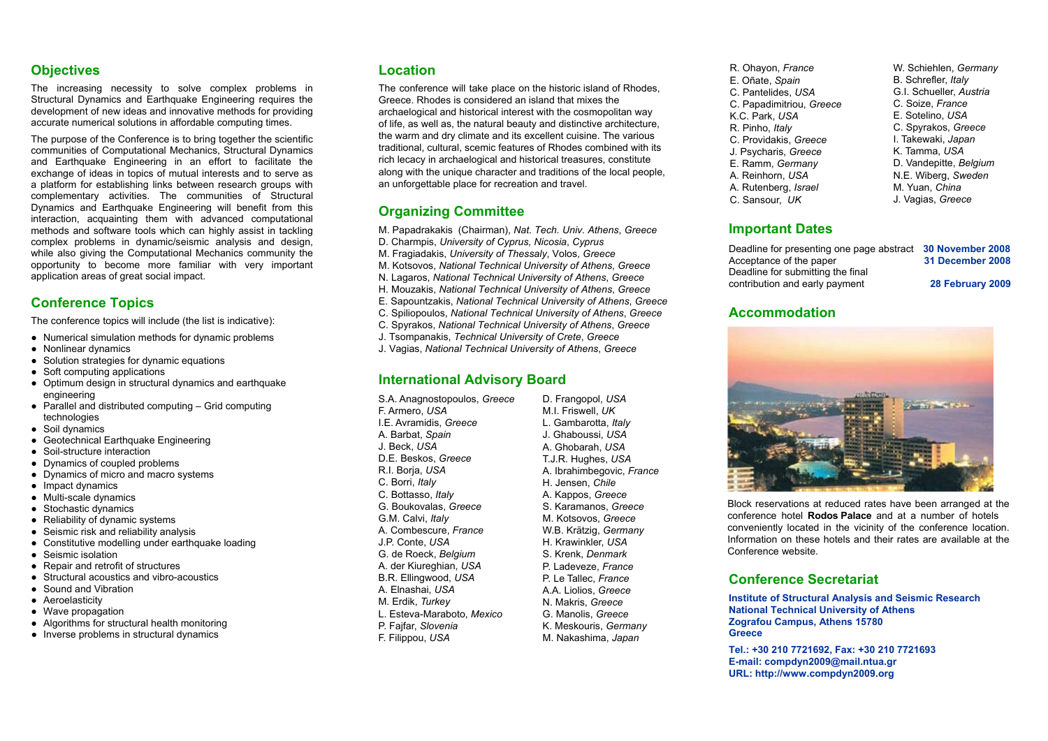## Objectives

The increasing necessity to solve complex problems in Structural Dynamics and Earthquake Engineering requires the development of new ideas and innovative methods for providing accurate numerical solutions in affordable computing times.

The purpose of the Conference is to bring together the scientific communities of Computational Mechanics, Structural Dynamics and Earthquake Engineering in an effort to facilitate the exchange of ideas in topics of mutual interests and to serve as a platform for establishing links between research groups with complementary activities. The communities of Structural Dynamics and Earthquake Engineering will benefit from this interaction, acquainting them with advanced computational methods and software tools which can highly assist in tackling complex problems in dynamic/seismic analysis and design, while also giving the Computational Mechanics community the opportunity to become more familiar with very important application areas of great social impact.

## Conference Topics

The conference topics will include (the list is indicative):

- Numerical simulation methods for dynamic problems
- Nonlinear dynamics
- Solution strategies for dynamic equations
- Soft computing applications
- Optimum design in structural dynamics and earthquake engineering
- Parallel and distributed computing – Grid computing technologies
- Soil dynamics
- Geotechnical Earthquake Engineering
- Soil-structure interaction
- Dynamics of coupled problems
- Dynamics of micro and macro systems
- Impact dynamics
- Multi-scale dynamics
- Stochastic dynamics
- Reliability of dynamic systems
- Seismic risk and reliability analysis
- Constitutive modelling under earthquake loading
- Seismic isolation
- Repair and retrofit of structures
- Structural acoustics and vibro-acoustics
- Sound and Vibration
- Aeroelasticity
- Wave propagation
- Algorithms for structural health monitoring
- Inverse problems in structural dynamics

## Location

The conference will take place on the historic island of Rhodes, Greece. Rhodes is considered an island that mixes the archaeological and historical interest with the cosmopolitan way of life, as well as, the natural beauty and distinctive architecture, the warm and dry climate and its excellent cuisine. The various traditional, cultural, scemic features of Rhodes combined with its rich lecacy in archaeological and historical treasures, constitute along with the unique character and traditions of the local people, an unforgettable place for recreation and travel.

## Organizing Committee

M. Papadrakakis (Chairman), *Nat. Tech. Univ. Athens*, *Greece*
D. Charmpis, *University of Cyprus, Nicosia*, *Cyprus*
M. Fragiadakis, *University of Thessaly*, Volos, *Greece*
M. Kotsovos, *National Technical University of Athens*, *Greece*
N. Lagaros, *National Technical University of Athens*, *Greece*
H. Mouzakis, *National Technical University of Athens*, *Greece*
E. Sapountzakis, *National Technical University of Athens*, *Greece*
C. Spiliopoulos, *National Technical University of Athens*, *Greece*
C. Spyrakos, *National Technical University of Athens*, *Greece*
J. Tsompanakis, *Technical University of Crete*, *Greece*
J. Vagias, *National Technical University of Athens*, *Greece*

## International Advisory Board

S.A. Anagnostopoulos, *Greece*
F. Armero, *USA*
I.E. Avramidis, *Greece*
A. Barbat, *Spain*
J. Beck, *USA*
D.E. Beskos, *Greece*
R.I. Borja, *USA*
C. Borri, *Italy*
C. Bottasso, *Italy*
G. Boukovalas, *Greece*
G.M. Calvi, *Italy*
A. Combescure, *France*
J.P. Conte, *USA*
G. de Roeck, *Belgium*
A. der Kiureghian, *USA*
B.R. Ellingwood, *USA*
A. Elnashai, *USA*
M. Erdik, *Turkey*
L. Esteva-Maraboto, *Mexico*
P. Fajfar, *Slovenia*
F. Filippou, *USA*
D. Frangopol, *USA*
M.I. Friswell, *UK*
L. Gambarotta, *Italy*
J. Ghaboussi, *USA*
A. Ghobarah, *USA*
T.J.R. Hughes, *USA*
A. Ibrahimbegovic, *France*
H. Jensen, *Chile*
A. Kappos, *Greece*
S. Karamanos, *Greece*
M. Kotsovos, *Greece*
W.B. Krätzig, *Germany*
H. Krawinkler, *USA*
S. Krenk, *Denmark*
P. Ladeveze, *France*
P. Le Tallec, *France*
A.A. Liolios, *Greece*
N. Makris, *Greece*
G. Manolis, *Greece*
K. Meskouris, *Germany*
M. Nakashima, *Japan*
R. Ohayon, *France*
E. Oñate, *Spain*
C. Pantelides, *USA*
C. Papadimitriou, *Greece*
K.C. Park, *USA*
R. Pinho, *Italy*
C. Providakis, *Greece*
J. Psycharis, *Greece*
E. Ramm, *Germany*
A. Reinhorn, *USA*
A. Rutenberg, *Israel*
C. Sansour, *UK*
W. Schiehlen, *Germany*
B. Schrefler, *Italy*
G.I. Schueller, *Austria*
C. Soize, *France*
E. Sotelino, *USA*
C. Spyrakos, *Greece*
I. Takewaki, *Japan*
K. Tamma, *USA*
D. Vandepitte, *Belgium*
N.E. Wiberg, *Sweden*
M. Yuan, *China*
J. Vagias, *Greece*

## Important Dates

| | |
|---|---|
| Deadline for presenting one page abstract | **30 November 2008** |
| Acceptance of the paper | **31 December 2008** |
| Deadline for submitting the final contribution and early payment | **28 February 2009** |

## Accommodation

Block reservations at reduced rates have been arranged at the conference hotel **Rodos Palace** and at a number of hotels conveniently located in the vicinity of the conference location. Information on these hotels and their rates are available at the Conference website.

## Conference Secretariat

**Institute of Structural Analysis and Seismic Research**
**National Technical University of Athens**
**Zografou Campus, Athens 15780**
**Greece**

**Tel.: +30 210 7721692, Fax: +30 210 7721693**
**E-mail: compdyn2009@mail.ntua.gr**
**URL: http://www.compdyn2009.org**